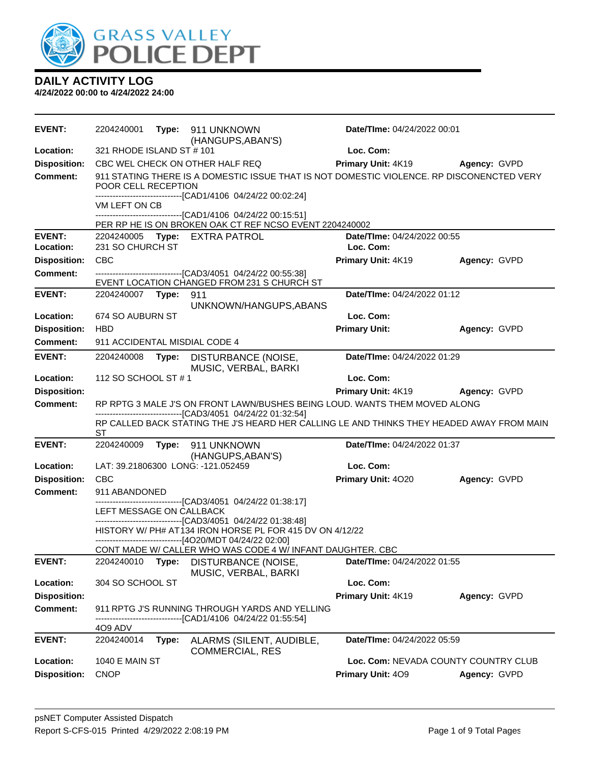GRASS VALLEY POLICE DEPT

# DAILY ACTIVITY LOG

**4/24/2022 00:00 to 4/24/2022 24:00**

| | | | |
|---|---|---|---|
| **EVENT:** 2204240001 | **Type:** 911 UNKNOWN (HANGUPS,ABAN'S) | **Date/TIme:** 04/24/2022 00:01 | |
| **Location:** 321 RHODE ISLAND ST # 101 | | **Loc. Com:** | |
| **Disposition:** CBC WEL CHECK ON OTHER HALF REQ | | **Primary Unit:** 4K19 | **Agency:** GVPD |

**Comment:** 911 STATING THERE IS A DOMESTIC ISSUE THAT IS NOT DOMESTIC VIOLENCE. RP DISCONENCTED VERY POOR CELL RECEPTION
------------------------------[CAD1/4106 04/24/22 00:02:24]
VM LEFT ON CB
------------------------------[CAD1/4106 04/24/22 00:15:51]
PER RP HE IS ON BROKEN OAK CT REF NCSO EVENT 2204240002

---

| | | | |
|---|---|---|---|
| **EVENT:** 2204240005 | **Type:** EXTRA PATROL | **Date/TIme:** 04/24/2022 00:55 | |
| **Location:** 231 SO CHURCH ST | | **Loc. Com:** | |
| **Disposition:** CBC | | **Primary Unit:** 4K19 | **Agency:** GVPD |

**Comment:** ------------------------------[CAD3/4051 04/24/22 00:55:38]
EVENT LOCATION CHANGED FROM 231 S CHURCH ST

---

| | | | |
|---|---|---|---|
| **EVENT:** 2204240007 | **Type:** 911 UNKNOWN/HANGUPS,ABANS | **Date/TIme:** 04/24/2022 01:12 | |
| **Location:** 674 SO AUBURN ST | | **Loc. Com:** | |
| **Disposition:** HBD | | **Primary Unit:** | **Agency:** GVPD |

**Comment:** 911 ACCIDENTAL MISDIAL CODE 4

---

| | | | |
|---|---|---|---|
| **EVENT:** 2204240008 | **Type:** DISTURBANCE (NOISE, MUSIC, VERBAL, BARKI | **Date/TIme:** 04/24/2022 01:29 | |
| **Location:** 112 SO SCHOOL ST # 1 | | **Loc. Com:** | |
| **Disposition:** | | **Primary Unit:** 4K19 | **Agency:** GVPD |

**Comment:** RP RPTG 3 MALE J'S ON FRONT LAWN/BUSHES BEING LOUD. WANTS THEM MOVED ALONG
------------------------------[CAD3/4051 04/24/22 01:32:54]
RP CALLED BACK STATING THE J'S HEARD HER CALLING LE AND THINKS THEY HEADED AWAY FROM MAIN ST

---

| | | | |
|---|---|---|---|
| **EVENT:** 2204240009 | **Type:** 911 UNKNOWN (HANGUPS,ABAN'S) | **Date/TIme:** 04/24/2022 01:37 | |
| **Location:** LAT: 39.21806300 LONG: -121.052459 | | **Loc. Com:** | |
| **Disposition:** CBC | | **Primary Unit:** 4O20 | **Agency:** GVPD |

**Comment:** 911 ABANDONED
------------------------------[CAD3/4051 04/24/22 01:38:17]
LEFT MESSAGE ON CALLBACK
------------------------------[CAD3/4051 04/24/22 01:38:48]
HISTORY W/ PH# AT 134 IRON HORSE PL FOR 415 DV ON 4/12/22
------------------------------[4O20/MDT 04/24/22 02:00]
CONT MADE W/ CALLER WHO WAS CODE 4 W/ INFANT DAUGHTER. CBC

---

| | | | |
|---|---|---|---|
| **EVENT:** 2204240010 | **Type:** DISTURBANCE (NOISE, MUSIC, VERBAL, BARKI | **Date/TIme:** 04/24/2022 01:55 | |
| **Location:** 304 SO SCHOOL ST | | **Loc. Com:** | |
| **Disposition:** | | **Primary Unit:** 4K19 | **Agency:** GVPD |

**Comment:** 911 RPTG J'S RUNNING THROUGH YARDS AND YELLING
------------------------------[CAD1/4106 04/24/22 01:55:54]
4O9 ADV

---

| | | | |
|---|---|---|---|
| **EVENT:** 2204240014 | **Type:** ALARMS (SILENT, AUDIBLE, COMMERCIAL, RES | **Date/TIme:** 04/24/2022 05:59 | |
| **Location:** 1040 E MAIN ST | | **Loc. Com:** NEVADA COUNTY COUNTRY CLUB | |
| **Disposition:** CNOP | | **Primary Unit:** 4O9 | **Agency:** GVPD |

psNET Computer Assisted Dispatch
Report S-CFS-015 Printed 4/29/2022 2:08:19 PM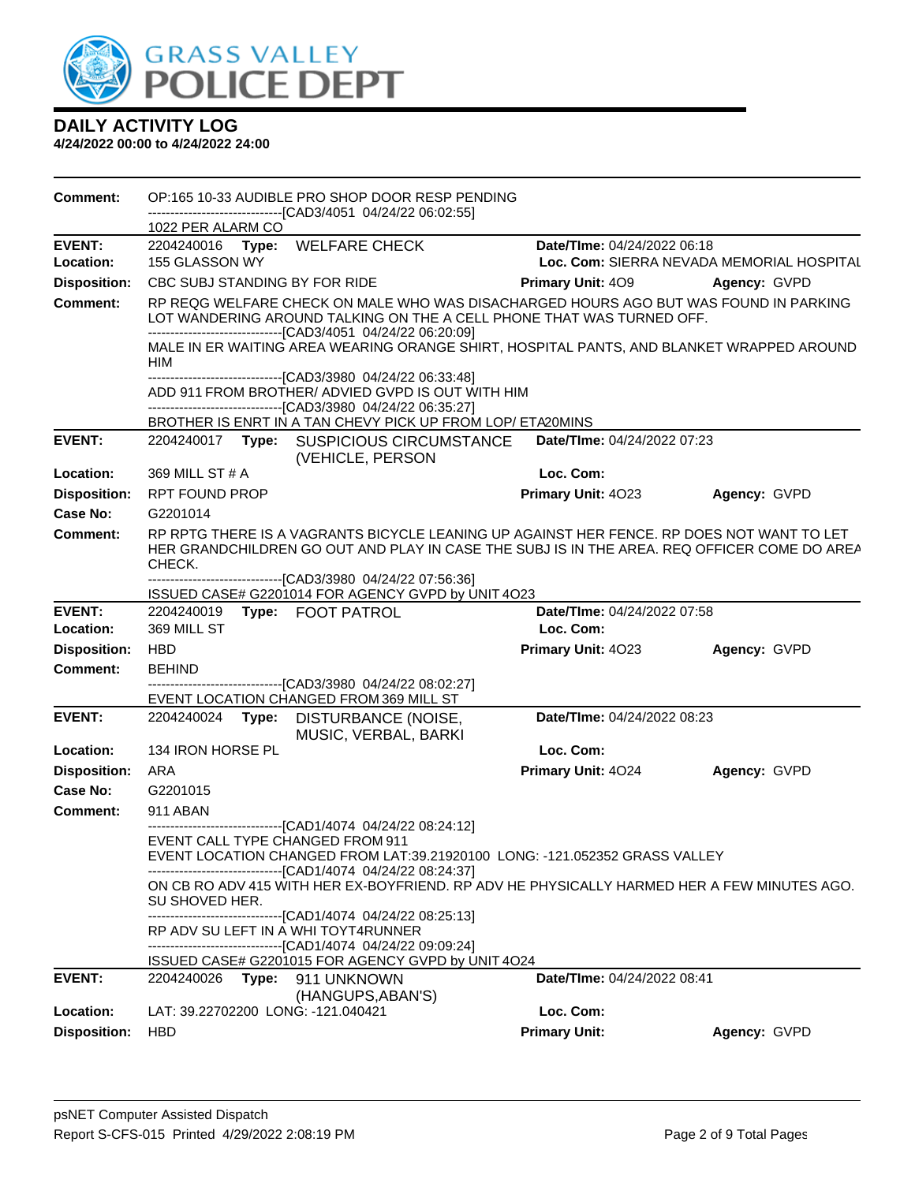# GRASS VALLEY POLICE DEPT

## DAILY ACTIVITY LOG

**4/24/2022 00:00 to 4/24/2022 24:00**

**Comment:** OP:165 10-33 AUDIBLE PRO SHOP DOOR RESP PENDING
------------------------------[CAD3/4051 04/24/22 06:02:55]
1022 PER ALARM CO

---

**EVENT:** 2204240016 **Type:** WELFARE CHECK **Date/TIme:** 04/24/2022 06:18
**Location:** 155 GLASSON WY **Loc. Com:** SIERRA NEVADA MEMORIAL HOSPITAL
**Disposition:** CBC SUBJ STANDING BY FOR RIDE **Primary Unit:** 4O9 **Agency:** GVPD
**Comment:** RP REQG WELFARE CHECK ON MALE WHO WAS DISACHARGED HOURS AGO BUT WAS FOUND IN PARKING LOT WANDERING AROUND TALKING ON THE A CELL PHONE THAT WAS TURNED OFF.
------------------------------[CAD3/4051 04/24/22 06:20:09]
MALE IN ER WAITING AREA WEARING ORANGE SHIRT, HOSPITAL PANTS, AND BLANKET WRAPPED AROUND HIM
------------------------------[CAD3/3980 04/24/22 06:33:48]
ADD 911 FROM BROTHER/ ADVIED GVPD IS OUT WITH HIM
------------------------------[CAD3/3980 04/24/22 06:35:27]
BROTHER IS ENRT IN A TAN CHEVY PICK UP FROM LOP/ ETA20MINS

---

**EVENT:** 2204240017 **Type:** SUSPICIOUS CIRCUMSTANCE (VEHICLE, PERSON **Date/TIme:** 04/24/2022 07:23
**Location:** 369 MILL ST # A **Loc. Com:**
**Disposition:** RPT FOUND PROP **Primary Unit:** 4O23 **Agency:** GVPD
**Case No:** G2201014
**Comment:** RP RPTG THERE IS A VAGRANTS BICYCLE LEANING UP AGAINST HER FENCE. RP DOES NOT WANT TO LET HER GRANDCHILDREN GO OUT AND PLAY IN CASE THE SUBJ IS IN THE AREA. REQ OFFICER COME DO AREA CHECK.
------------------------------[CAD3/3980 04/24/22 07:56:36]
ISSUED CASE# G2201014 FOR AGENCY GVPD by UNIT 4O23

---

**EVENT:** 2204240019 **Type:** FOOT PATROL **Date/TIme:** 04/24/2022 07:58
**Location:** 369 MILL ST **Loc. Com:**
**Disposition:** HBD **Primary Unit:** 4O23 **Agency:** GVPD
**Comment:** BEHIND
------------------------------[CAD3/3980 04/24/22 08:02:27]
EVENT LOCATION CHANGED FROM 369 MILL ST

---

**EVENT:** 2204240024 **Type:** DISTURBANCE (NOISE, MUSIC, VERBAL, BARKI **Date/TIme:** 04/24/2022 08:23
**Location:** 134 IRON HORSE PL **Loc. Com:**
**Disposition:** ARA **Primary Unit:** 4O24 **Agency:** GVPD
**Case No:** G2201015
**Comment:** 911 ABAN
------------------------------[CAD1/4074 04/24/22 08:24:12]
EVENT CALL TYPE CHANGED FROM 911
EVENT LOCATION CHANGED FROM LAT:39.21920100 LONG: -121.052352 GRASS VALLEY
------------------------------[CAD1/4074 04/24/22 08:24:37]
ON CB RO ADV 415 WITH HER EX-BOYFRIEND. RP ADV HE PHYSICALLY HARMED HER A FEW MINUTES AGO. SU SHOVED HER.
------------------------------[CAD1/4074 04/24/22 08:25:13]
RP ADV SU LEFT IN A WHI TOYT4RUNNER
------------------------------[CAD1/4074 04/24/22 09:09:24]
ISSUED CASE# G2201015 FOR AGENCY GVPD by UNIT 4O24

---

**EVENT:** 2204240026 **Type:** 911 UNKNOWN (HANGUPS,ABAN'S) **Date/TIme:** 04/24/2022 08:41
**Location:** LAT: 39.22702200 LONG: -121.040421 **Loc. Com:**
**Disposition:** HBD **Primary Unit:** **Agency:** GVPD

psNET Computer Assisted Dispatch
Report S-CFS-015 Printed 4/29/2022 2:08:19 PM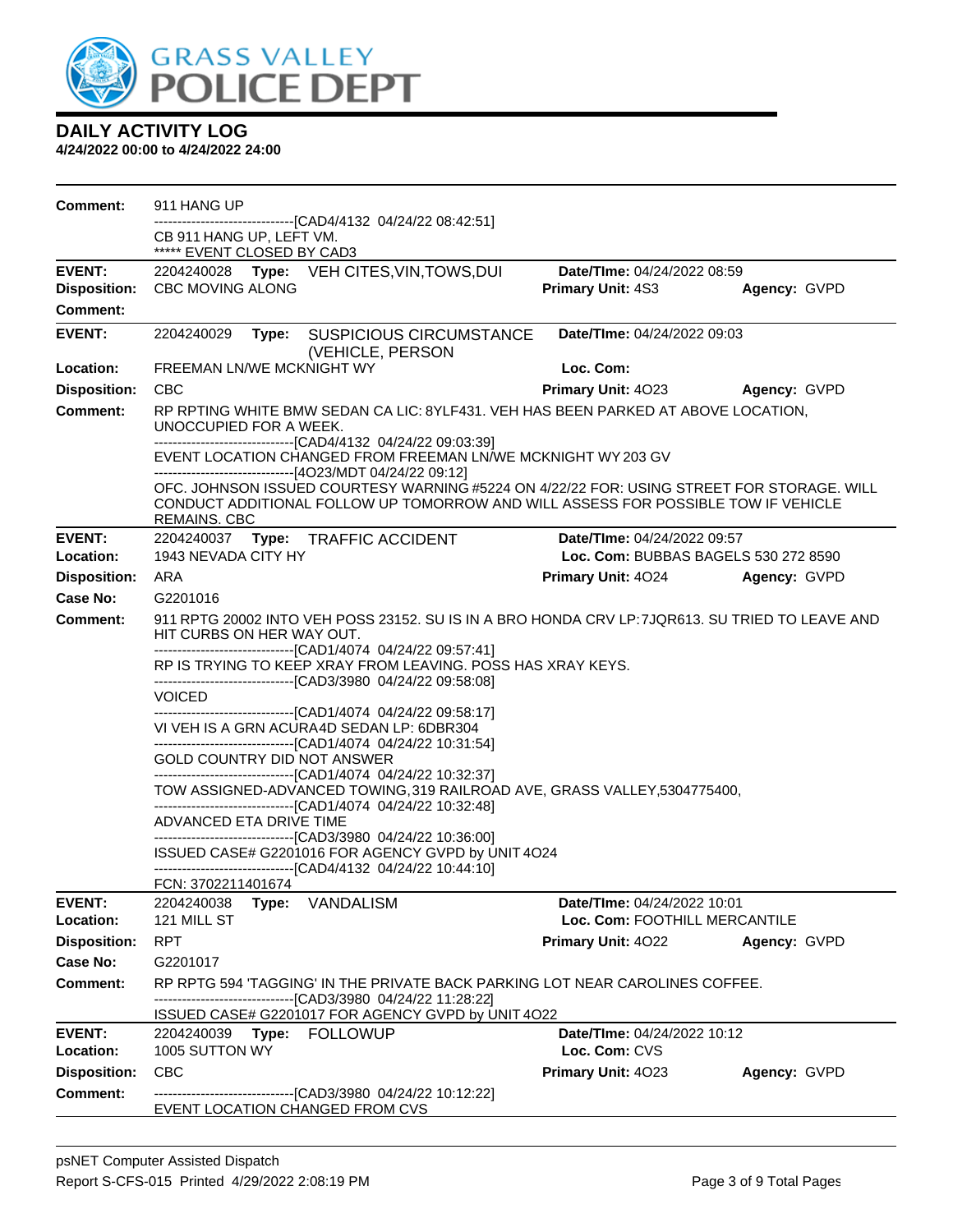# GRASS VALLEY POLICE DEPT

## DAILY ACTIVITY LOG

**4/24/2022 00:00 to 4/24/2022 24:00**

**Comment:** 911 HANG UP
------------------------------[CAD4/4132 04/24/22 08:42:51]
CB 911 HANG UP, LEFT VM.
***** EVENT CLOSED BY CAD3

---

**EVENT:** 2204240028 **Type:** VEH CITES,VIN,TOWS,DUI **Date/TIme:** 04/24/2022 08:59
**Disposition:** CBC MOVING ALONG **Primary Unit:** 4S3 **Agency:** GVPD
**Comment:**

---

**EVENT:** 2204240029 **Type:** SUSPICIOUS CIRCUMSTANCE (VEHICLE, PERSON **Date/TIme:** 04/24/2022 09:03
**Location:** FREEMAN LN/WE MCKNIGHT WY **Loc. Com:**
**Disposition:** CBC **Primary Unit:** 4O23 **Agency:** GVPD
**Comment:** RP RPTING WHITE BMW SEDAN CA LIC: 8YLF431. VEH HAS BEEN PARKED AT ABOVE LOCATION, UNOCCUPIED FOR A WEEK.
------------------------------[CAD4/4132 04/24/22 09:03:39]
EVENT LOCATION CHANGED FROM FREEMAN LN/WE MCKNIGHT WY 203 GV
------------------------------[4O23/MDT 04/24/22 09:12]
OFC. JOHNSON ISSUED COURTESY WARNING #5224 ON 4/22/22 FOR: USING STREET FOR STORAGE. WILL CONDUCT ADDITIONAL FOLLOW UP TOMORROW AND WILL ASSESS FOR POSSIBLE TOW IF VEHICLE REMAINS. CBC

---

**EVENT:** 2204240037 **Type:** TRAFFIC ACCIDENT **Date/TIme:** 04/24/2022 09:57
**Location:** 1943 NEVADA CITY HY **Loc. Com:** BUBBAS BAGELS 530 272 8590
**Disposition:** ARA **Primary Unit:** 4O24 **Agency:** GVPD
**Case No:** G2201016
**Comment:** 911 RPTG 20002 INTO VEH POSS 23152. SU IS IN A BRO HONDA CRV LP:7JQR613. SU TRIED TO LEAVE AND HIT CURBS ON HER WAY OUT.
------------------------------[CAD1/4074 04/24/22 09:57:41]
RP IS TRYING TO KEEP XRAY FROM LEAVING. POSS HAS XRAY KEYS.
------------------------------[CAD3/3980 04/24/22 09:58:08]
VOICED
------------------------------[CAD1/4074 04/24/22 09:58:17]
VI VEH IS A GRN ACURA4D SEDAN LP: 6DBR304
------------------------------[CAD1/4074 04/24/22 10:31:54]
GOLD COUNTRY DID NOT ANSWER
------------------------------[CAD1/4074 04/24/22 10:32:37]
TOW ASSIGNED-ADVANCED TOWING,319 RAILROAD AVE, GRASS VALLEY,5304775400,
------------------------------[CAD1/4074 04/24/22 10:32:48]
ADVANCED ETA DRIVE TIME
------------------------------[CAD3/3980 04/24/22 10:36:00]
ISSUED CASE# G2201016 FOR AGENCY GVPD by UNIT 4O24
------------------------------[CAD4/4132 04/24/22 10:44:10]
FCN: 3702211401674

---

**EVENT:** 2204240038 **Type:** VANDALISM **Date/TIme:** 04/24/2022 10:01
**Location:** 121 MILL ST **Loc. Com:** FOOTHILL MERCANTILE
**Disposition:** RPT **Primary Unit:** 4O22 **Agency:** GVPD
**Case No:** G2201017
**Comment:** RP RPTG 594 'TAGGING' IN THE PRIVATE BACK PARKING LOT NEAR CAROLINES COFFEE.
------------------------------[CAD3/3980 04/24/22 11:28:22]
ISSUED CASE# G2201017 FOR AGENCY GVPD by UNIT 4O22

---

**EVENT:** 2204240039 **Type:** FOLLOWUP **Date/TIme:** 04/24/2022 10:12
**Location:** 1005 SUTTON WY **Loc. Com:** CVS
**Disposition:** CBC **Primary Unit:** 4O23 **Agency:** GVPD
**Comment:** ------------------------------[CAD3/3980 04/24/22 10:12:22]
EVENT LOCATION CHANGED FROM CVS

---

psNET Computer Assisted Dispatch
Report S-CFS-015 Printed 4/29/2022 2:08:19 PM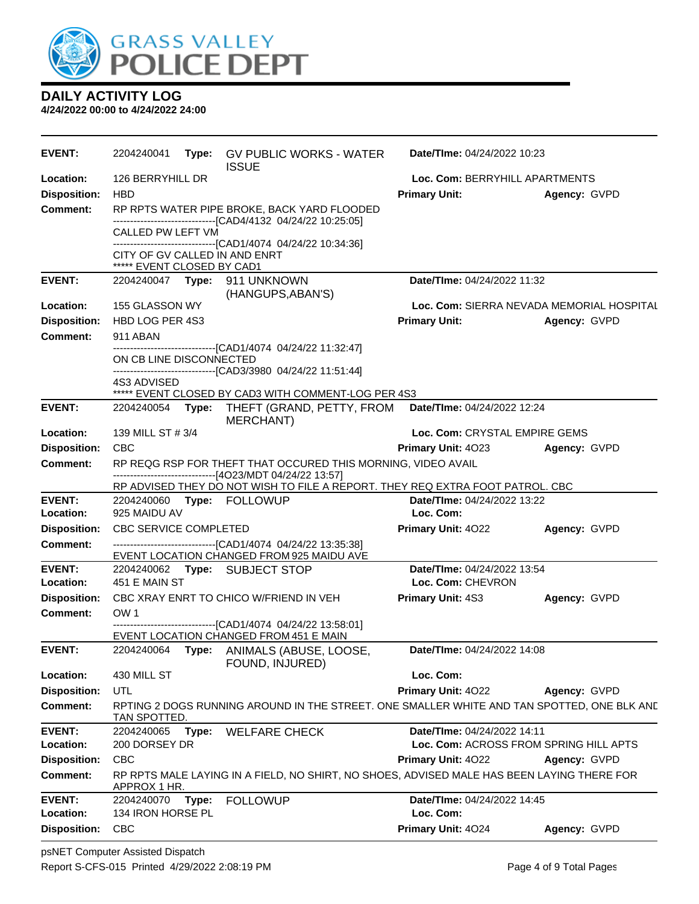GRASS VALLEY POLICE DEPT

## DAILY ACTIVITY LOG

**4/24/2022 00:00 to 4/24/2022 24:00**

---

**EVENT:** 2204240041 **Type:** GV PUBLIC WORKS - WATER ISSUE **Date/TIme:** 04/24/2022 10:23
**Location:** 126 BERRYHILL DR **Loc. Com:** BERRYHILL APARTMENTS
**Disposition:** HBD **Primary Unit:** **Agency:** GVPD
**Comment:** RP RPTS WATER PIPE BROKE, BACK YARD FLOODED
------------------------------[CAD4/4132 04/24/22 10:25:05]
CALLED PW LEFT VM
------------------------------[CAD1/4074 04/24/22 10:34:36]
CITY OF GV CALLED IN AND ENRT
***** EVENT CLOSED BY CAD1

---

**EVENT:** 2204240047 **Type:** 911 UNKNOWN (HANGUPS,ABAN'S) **Date/TIme:** 04/24/2022 11:32
**Location:** 155 GLASSON WY **Loc. Com:** SIERRA NEVADA MEMORIAL HOSPITAL
**Disposition:** HBD LOG PER 4S3 **Primary Unit:** **Agency:** GVPD
**Comment:** 911 ABAN
------------------------------[CAD1/4074 04/24/22 11:32:47]
ON CB LINE DISCONNECTED
------------------------------[CAD3/3980 04/24/22 11:51:44]
4S3 ADVISED
***** EVENT CLOSED BY CAD3 WITH COMMENT-LOG PER 4S3

---

**EVENT:** 2204240054 **Type:** THEFT (GRAND, PETTY, FROM MERCHANT) **Date/TIme:** 04/24/2022 12:24
**Location:** 139 MILL ST # 3/4 **Loc. Com:** CRYSTAL EMPIRE GEMS
**Disposition:** CBC **Primary Unit:** 4O23 **Agency:** GVPD
**Comment:** RP REQG RSP FOR THEFT THAT OCCURED THIS MORNING, VIDEO AVAIL
------------------------------[4O23/MDT 04/24/22 13:57]
RP ADVISED THEY DO NOT WISH TO FILE A REPORT. THEY REQ EXTRA FOOT PATROL. CBC

---

**EVENT:** 2204240060 **Type:** FOLLOWUP **Date/TIme:** 04/24/2022 13:22
**Location:** 925 MAIDU AV **Loc. Com:**
**Disposition:** CBC SERVICE COMPLETED **Primary Unit:** 4O22 **Agency:** GVPD
**Comment:** ------------------------------[CAD1/4074 04/24/22 13:35:38]
EVENT LOCATION CHANGED FROM 925 MAIDU AVE

---

**EVENT:** 2204240062 **Type:** SUBJECT STOP **Date/TIme:** 04/24/2022 13:54
**Location:** 451 E MAIN ST **Loc. Com:** CHEVRON
**Disposition:** CBC XRAY ENRT TO CHICO W/FRIEND IN VEH **Primary Unit:** 4S3 **Agency:** GVPD
**Comment:** OW 1
------------------------------[CAD1/4074 04/24/22 13:58:01]
EVENT LOCATION CHANGED FROM 451 E MAIN

---

**EVENT:** 2204240064 **Type:** ANIMALS (ABUSE, LOOSE, FOUND, INJURED) **Date/TIme:** 04/24/2022 14:08
**Location:** 430 MILL ST **Loc. Com:**
**Disposition:** UTL **Primary Unit:** 4O22 **Agency:** GVPD
**Comment:** RPTING 2 DOGS RUNNING AROUND IN THE STREET. ONE SMALLER WHITE AND TAN SPOTTED, ONE BLK AND TAN SPOTTED.

---

**EVENT:** 2204240065 **Type:** WELFARE CHECK **Date/TIme:** 04/24/2022 14:11
**Location:** 200 DORSEY DR **Loc. Com:** ACROSS FROM SPRING HILL APTS
**Disposition:** CBC **Primary Unit:** 4O22 **Agency:** GVPD
**Comment:** RP RPTS MALE LAYING IN A FIELD, NO SHIRT, NO SHOES, ADVISED MALE HAS BEEN LAYING THERE FOR APPROX 1 HR.

---

**EVENT:** 2204240070 **Type:** FOLLOWUP **Date/TIme:** 04/24/2022 14:45
**Location:** 134 IRON HORSE PL **Loc. Com:**
**Disposition:** CBC **Primary Unit:** 4O24 **Agency:** GVPD

---

psNET Computer Assisted Dispatch
Report S-CFS-015 Printed 4/29/2022 2:08:19 PM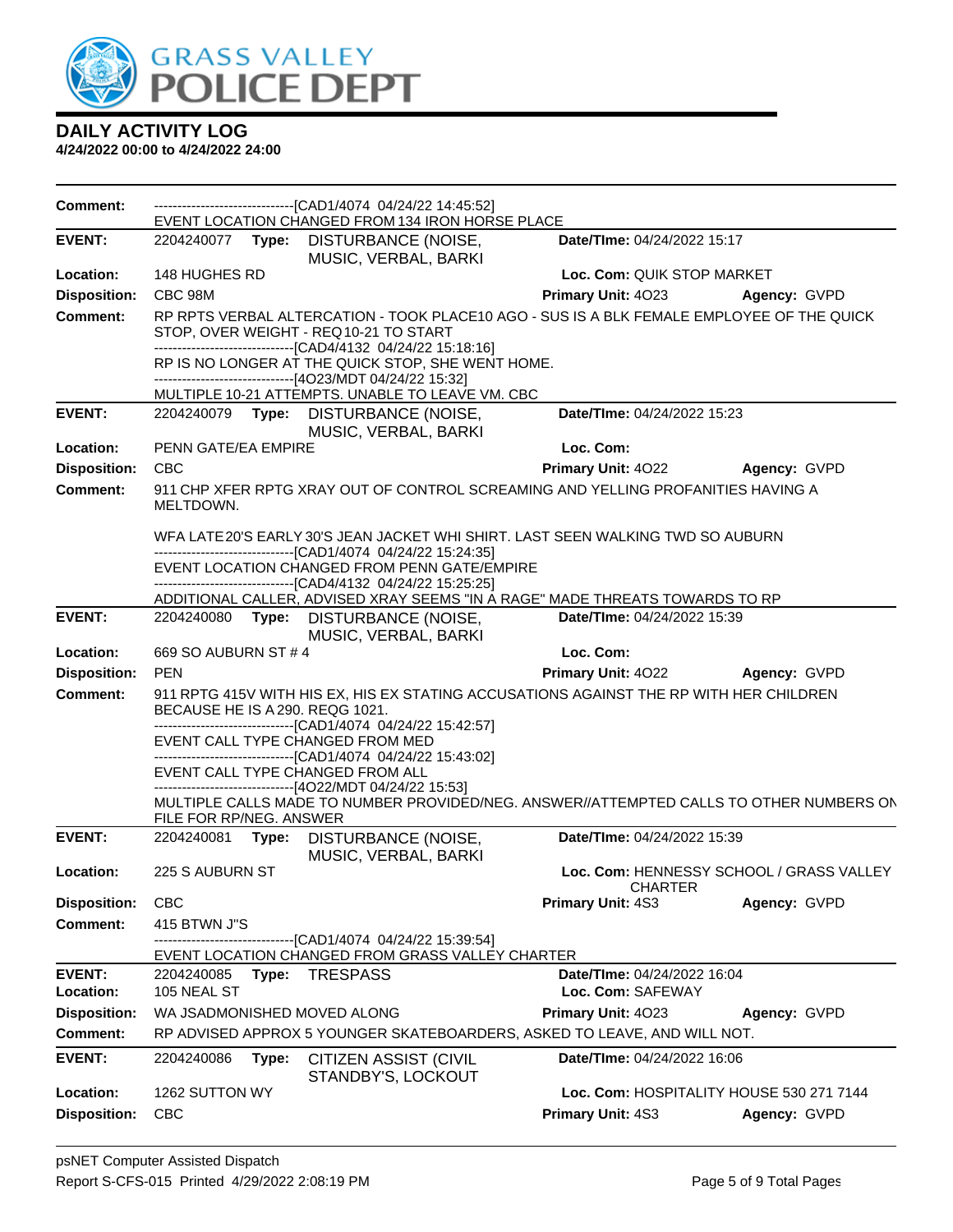# DAILY ACTIVITY LOG

**4/24/2022 00:00 to 4/24/2022 24:00**

**Comment:** ------------------------------[CAD1/4074 04/24/22 14:45:52]
EVENT LOCATION CHANGED FROM 134 IRON HORSE PLACE

---

**EVENT:** 2204240077 **Type:** DISTURBANCE (NOISE, MUSIC, VERBAL, BARKI **Date/TIme:** 04/24/2022 15:17
**Location:** 148 HUGHES RD **Loc. Com:** QUIK STOP MARKET
**Disposition:** CBC 98M **Primary Unit:** 4O23 **Agency:** GVPD
**Comment:** RP RPTS VERBAL ALTERCATION - TOOK PLACE10 AGO - SUS IS A BLK FEMALE EMPLOYEE OF THE QUICK STOP, OVER WEIGHT - REQ 10-21 TO START
------------------------------[CAD4/4132 04/24/22 15:18:16]
RP IS NO LONGER AT THE QUICK STOP, SHE WENT HOME.
------------------------------[4O23/MDT 04/24/22 15:32]
MULTIPLE 10-21 ATTEMPTS. UNABLE TO LEAVE VM. CBC

---

**EVENT:** 2204240079 **Type:** DISTURBANCE (NOISE, MUSIC, VERBAL, BARKI **Date/TIme:** 04/24/2022 15:23
**Location:** PENN GATE/EA EMPIRE **Loc. Com:**
**Disposition:** CBC **Primary Unit:** 4O22 **Agency:** GVPD
**Comment:** 911 CHP XFER RPTG XRAY OUT OF CONTROL SCREAMING AND YELLING PROFANITIES HAVING A MELTDOWN.

WFA LATE20'S EARLY 30'S JEAN JACKET WHI SHIRT. LAST SEEN WALKING TWD SO AUBURN
------------------------------[CAD1/4074 04/24/22 15:24:35]
EVENT LOCATION CHANGED FROM PENN GATE/EMPIRE
------------------------------[CAD4/4132 04/24/22 15:25:25]
ADDITIONAL CALLER, ADVISED XRAY SEEMS "IN A RAGE" MADE THREATS TOWARDS TO RP

---

**EVENT:** 2204240080 **Type:** DISTURBANCE (NOISE, MUSIC, VERBAL, BARKI **Date/TIme:** 04/24/2022 15:39
**Location:** 669 SO AUBURN ST # 4 **Loc. Com:**
**Disposition:** PEN **Primary Unit:** 4O22 **Agency:** GVPD
**Comment:** 911 RPTG 415V WITH HIS EX, HIS EX STATING ACCUSATIONS AGAINST THE RP WITH HER CHILDREN BECAUSE HE IS A 290. REQG 1021.
------------------------------[CAD1/4074 04/24/22 15:42:57]
EVENT CALL TYPE CHANGED FROM MED
------------------------------[CAD1/4074 04/24/22 15:43:02]
EVENT CALL TYPE CHANGED FROM ALL
------------------------------[4O22/MDT 04/24/22 15:53]
MULTIPLE CALLS MADE TO NUMBER PROVIDED/NEG. ANSWER//ATTEMPTED CALLS TO OTHER NUMBERS ON FILE FOR RP/NEG. ANSWER

---

**EVENT:** 2204240081 **Type:** DISTURBANCE (NOISE, MUSIC, VERBAL, BARKI **Date/TIme:** 04/24/2022 15:39
**Location:** 225 S AUBURN ST **Loc. Com:** HENNESSY SCHOOL / GRASS VALLEY CHARTER
**Disposition:** CBC **Primary Unit:** 4S3 **Agency:** GVPD
**Comment:** 415 BTWN J"S
------------------------------[CAD1/4074 04/24/22 15:39:54]
EVENT LOCATION CHANGED FROM GRASS VALLEY CHARTER

---

**EVENT:** 2204240085 **Type:** TRESPASS **Date/TIme:** 04/24/2022 16:04
**Location:** 105 NEAL ST **Loc. Com:** SAFEWAY
**Disposition:** WA JSADMONISHED MOVED ALONG **Primary Unit:** 4O23 **Agency:** GVPD
**Comment:** RP ADVISED APPROX 5 YOUNGER SKATEBOARDERS, ASKED TO LEAVE, AND WILL NOT.

---

**EVENT:** 2204240086 **Type:** CITIZEN ASSIST (CIVIL STANDBY'S, LOCKOUT **Date/TIme:** 04/24/2022 16:06
**Location:** 1262 SUTTON WY **Loc. Com:** HOSPITALITY HOUSE 530 271 7144
**Disposition:** CBC **Primary Unit:** 4S3 **Agency:** GVPD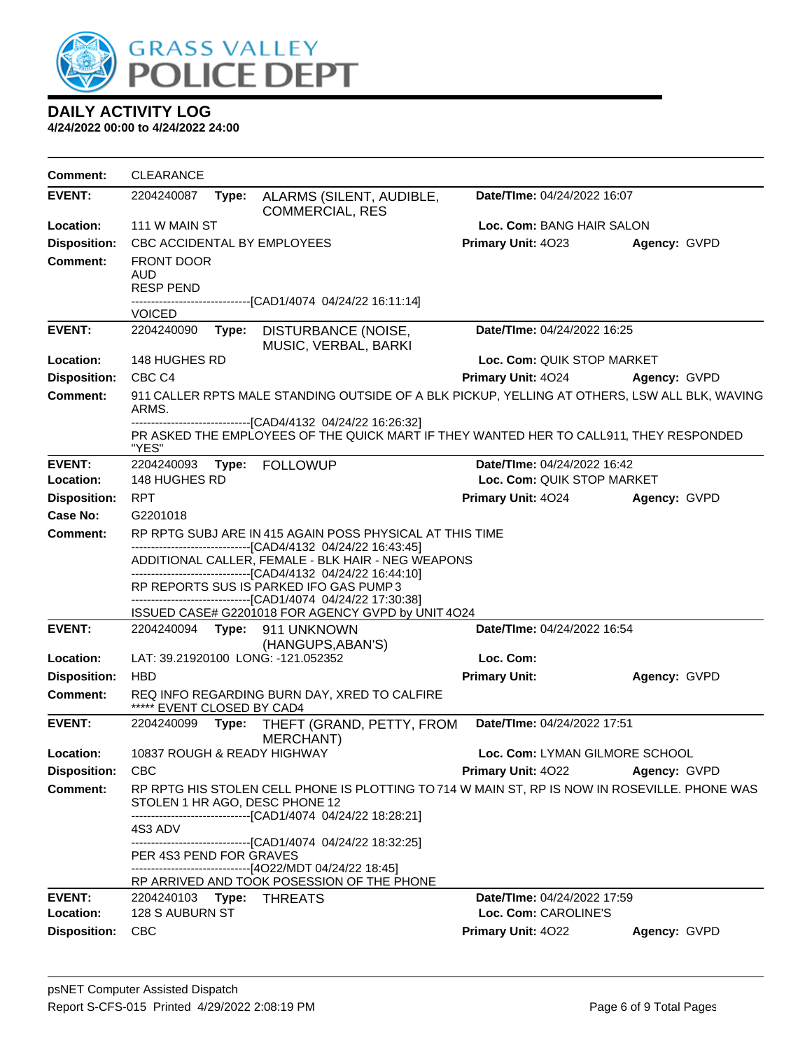# GRASS VALLEY POLICE DEPT

## DAILY ACTIVITY LOG

**4/24/2022 00:00 to 4/24/2022 24:00**

**Comment:** CLEARANCE

---

**EVENT:** 2204240087 **Type:** ALARMS (SILENT, AUDIBLE, COMMERCIAL, RES **Date/TIme:** 04/24/2022 16:07
**Location:** 111 W MAIN ST **Loc. Com:** BANG HAIR SALON
**Disposition:** CBC ACCIDENTAL BY EMPLOYEES **Primary Unit:** 4O23 **Agency:** GVPD
**Comment:** FRONT DOOR
AUD
RESP PEND
------------------------------[CAD1/4074 04/24/22 16:11:14]
VOICED

---

**EVENT:** 2204240090 **Type:** DISTURBANCE (NOISE, MUSIC, VERBAL, BARKI **Date/TIme:** 04/24/2022 16:25
**Location:** 148 HUGHES RD **Loc. Com:** QUIK STOP MARKET
**Disposition:** CBC C4 **Primary Unit:** 4O24 **Agency:** GVPD
**Comment:** 911 CALLER RPTS MALE STANDING OUTSIDE OF A BLK PICKUP, YELLING AT OTHERS, LSW ALL BLK, WAVING ARMS.
------------------------------[CAD4/4132 04/24/22 16:26:32]
PR ASKED THE EMPLOYEES OF THE QUICK MART IF THEY WANTED HER TO CALL911, THEY RESPONDED "YES"

---

**EVENT:** 2204240093 **Type:** FOLLOWUP **Date/TIme:** 04/24/2022 16:42
**Location:** 148 HUGHES RD **Loc. Com:** QUIK STOP MARKET
**Disposition:** RPT **Primary Unit:** 4O24 **Agency:** GVPD
**Case No:** G2201018
**Comment:** RP RPTG SUBJ ARE IN 415 AGAIN POSS PHYSICAL AT THIS TIME
------------------------------[CAD4/4132 04/24/22 16:43:45]
ADDITIONAL CALLER, FEMALE - BLK HAIR - NEG WEAPONS
------------------------------[CAD4/4132 04/24/22 16:44:10]
RP REPORTS SUS IS PARKED IFO GAS PUMP 3
------------------------------[CAD1/4074 04/24/22 17:30:38]
ISSUED CASE# G2201018 FOR AGENCY GVPD by UNIT 4O24

---

**EVENT:** 2204240094 **Type:** 911 UNKNOWN (HANGUPS,ABAN'S) **Date/TIme:** 04/24/2022 16:54
**Location:** LAT: 39.21920100 LONG: -121.052352 **Loc. Com:**
**Disposition:** HBD **Primary Unit:** **Agency:** GVPD
**Comment:** REQ INFO REGARDING BURN DAY, XRED TO CALFIRE
***** EVENT CLOSED BY CAD4

---

**EVENT:** 2204240099 **Type:** THEFT (GRAND, PETTY, FROM MERCHANT) **Date/TIme:** 04/24/2022 17:51
**Location:** 10837 ROUGH & READY HIGHWAY **Loc. Com:** LYMAN GILMORE SCHOOL
**Disposition:** CBC **Primary Unit:** 4O22 **Agency:** GVPD
**Comment:** RP RPTG HIS STOLEN CELL PHONE IS PLOTTING TO 714 W MAIN ST, RP IS NOW IN ROSEVILLE. PHONE WAS STOLEN 1 HR AGO, DESC PHONE 12
------------------------------[CAD1/4074 04/24/22 18:28:21]
4S3 ADV
------------------------------[CAD1/4074 04/24/22 18:32:25]
PER 4S3 PEND FOR GRAVES
------------------------------[4O22/MDT 04/24/22 18:45]
RP ARRIVED AND TOOK POSESSION OF THE PHONE

---

**EVENT:** 2204240103 **Type:** THREATS **Date/TIme:** 04/24/2022 17:59
**Location:** 128 S AUBURN ST **Loc. Com:** CAROLINE'S
**Disposition:** CBC **Primary Unit:** 4O22 **Agency:** GVPD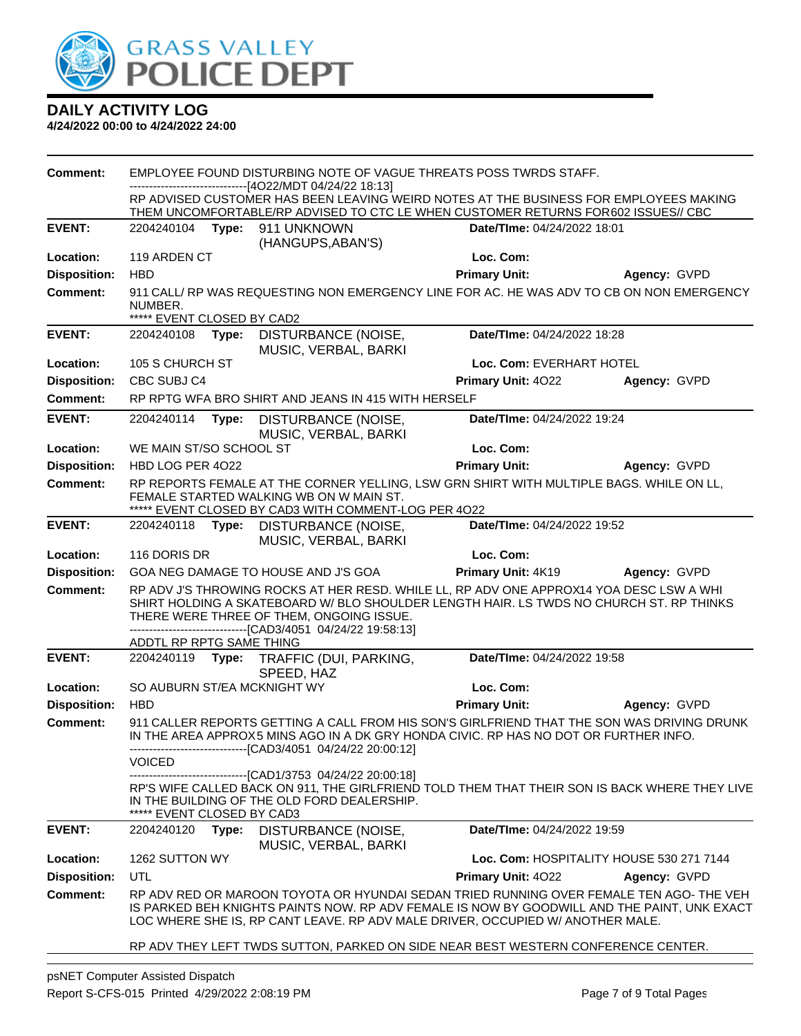# GRASS VALLEY POLICE DEPT

## DAILY ACTIVITY LOG

**4/24/2022 00:00 to 4/24/2022 24:00**

**Comment:** EMPLOYEE FOUND DISTURBING NOTE OF VAGUE THREATS POSS TWRDS STAFF.
------------------------------[4O22/MDT 04/24/22 18:13]
RP ADVISED CUSTOMER HAS BEEN LEAVING WEIRD NOTES AT THE BUSINESS FOR EMPLOYEES MAKING THEM UNCOMFORTABLE/RP ADVISED TO CTC LE WHEN CUSTOMER RETURNS FOR602 ISSUES// CBC

---

**EVENT:** 2204240104 **Type:** 911 UNKNOWN (HANGUPS,ABAN'S) **Date/TIme:** 04/24/2022 18:01
**Location:** 119 ARDEN CT **Loc. Com:**
**Disposition:** HBD **Primary Unit:** **Agency:** GVPD
**Comment:** 911 CALL/ RP WAS REQUESTING NON EMERGENCY LINE FOR AC. HE WAS ADV TO CB ON NON EMERGENCY NUMBER.
***** EVENT CLOSED BY CAD2

---

**EVENT:** 2204240108 **Type:** DISTURBANCE (NOISE, MUSIC, VERBAL, BARKI **Date/TIme:** 04/24/2022 18:28
**Location:** 105 S CHURCH ST **Loc. Com:** EVERHART HOTEL
**Disposition:** CBC SUBJ C4 **Primary Unit:** 4O22 **Agency:** GVPD
**Comment:** RP RPTG WFA BRO SHIRT AND JEANS IN 415 WITH HERSELF

---

**EVENT:** 2204240114 **Type:** DISTURBANCE (NOISE, MUSIC, VERBAL, BARKI **Date/TIme:** 04/24/2022 19:24
**Location:** WE MAIN ST/SO SCHOOL ST **Loc. Com:**
**Disposition:** HBD LOG PER 4O22 **Primary Unit:** **Agency:** GVPD
**Comment:** RP REPORTS FEMALE AT THE CORNER YELLING, LSW GRN SHIRT WITH MULTIPLE BAGS. WHILE ON LL, FEMALE STARTED WALKING WB ON W MAIN ST.
***** EVENT CLOSED BY CAD3 WITH COMMENT-LOG PER 4O22

---

**EVENT:** 2204240118 **Type:** DISTURBANCE (NOISE, MUSIC, VERBAL, BARKI **Date/TIme:** 04/24/2022 19:52
**Location:** 116 DORIS DR **Loc. Com:**
**Disposition:** GOA NEG DAMAGE TO HOUSE AND J'S GOA **Primary Unit:** 4K19 **Agency:** GVPD
**Comment:** RP ADV J'S THROWING ROCKS AT HER RESD. WHILE LL, RP ADV ONE APPROX14 YOA DESC LSW A WHI SHIRT HOLDING A SKATEBOARD W/ BLO SHOULDER LENGTH HAIR. LS TWDS NO CHURCH ST. RP THINKS THERE WERE THREE OF THEM, ONGOING ISSUE.
------------------------------[CAD3/4051 04/24/22 19:58:13]
ADDTL RP RPTG SAME THING

---

**EVENT:** 2204240119 **Type:** TRAFFIC (DUI, PARKING, SPEED, HAZ **Date/TIme:** 04/24/2022 19:58
**Location:** SO AUBURN ST/EA MCKNIGHT WY **Loc. Com:**
**Disposition:** HBD **Primary Unit:** **Agency:** GVPD
**Comment:** 911 CALLER REPORTS GETTING A CALL FROM HIS SON'S GIRLFRIEND THAT THE SON WAS DRIVING DRUNK IN THE AREA APPROX5 MINS AGO IN A DK GRY HONDA CIVIC. RP HAS NO DOT OR FURTHER INFO.
------------------------------[CAD3/4051 04/24/22 20:00:12]
VOICED
------------------------------[CAD1/3753 04/24/22 20:00:18]
RP'S WIFE CALLED BACK ON 911, THE GIRLFRIEND TOLD THEM THAT THEIR SON IS BACK WHERE THEY LIVE IN THE BUILDING OF THE OLD FORD DEALERSHIP.
***** EVENT CLOSED BY CAD3

---

**EVENT:** 2204240120 **Type:** DISTURBANCE (NOISE, MUSIC, VERBAL, BARKI **Date/TIme:** 04/24/2022 19:59
**Location:** 1262 SUTTON WY **Loc. Com:** HOSPITALITY HOUSE 530 271 7144
**Disposition:** UTL **Primary Unit:** 4O22 **Agency:** GVPD
**Comment:** RP ADV RED OR MAROON TOYOTA OR HYUNDAI SEDAN TRIED RUNNING OVER FEMALE TEN AGO- THE VEH IS PARKED BEH KNIGHTS PAINTS NOW. RP ADV FEMALE IS NOW BY GOODWILL AND THE PAINT, UNK EXACT LOC WHERE SHE IS, RP CANT LEAVE. RP ADV MALE DRIVER, OCCUPIED W/ ANOTHER MALE.

RP ADV THEY LEFT TWDS SUTTON, PARKED ON SIDE NEAR BEST WESTERN CONFERENCE CENTER.

psNET Computer Assisted Dispatch
Report S-CFS-015 Printed 4/29/2022 2:08:19 PM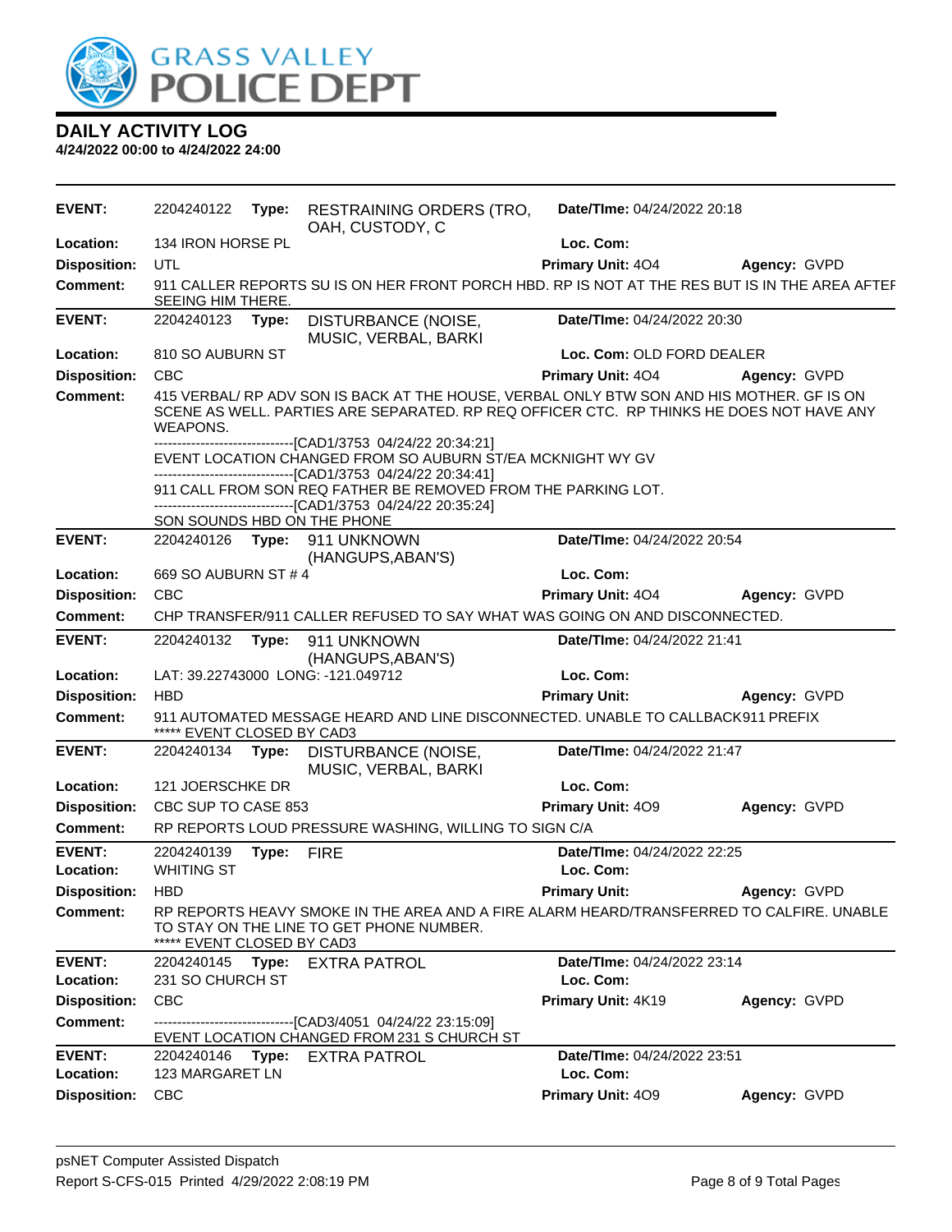# GRASS VALLEY POLICE DEPT

## DAILY ACTIVITY LOG

**4/24/2022 00:00 to 4/24/2022 24:00**

---

**EVENT:** 2204240122 **Type:** RESTRAINING ORDERS (TRO, OAH, CUSTODY, C **Date/TIme:** 04/24/2022 20:18
**Location:** 134 IRON HORSE PL **Loc. Com:**
**Disposition:** UTL **Primary Unit:** 4O4 **Agency:** GVPD
**Comment:** 911 CALLER REPORTS SU IS ON HER FRONT PORCH HBD. RP IS NOT AT THE RES BUT IS IN THE AREA AFTEF SEEING HIM THERE.

---

**EVENT:** 2204240123 **Type:** DISTURBANCE (NOISE, MUSIC, VERBAL, BARKI **Date/TIme:** 04/24/2022 20:30
**Location:** 810 SO AUBURN ST **Loc. Com:** OLD FORD DEALER
**Disposition:** CBC **Primary Unit:** 4O4 **Agency:** GVPD
**Comment:** 415 VERBAL/ RP ADV SON IS BACK AT THE HOUSE, VERBAL ONLY BTW SON AND HIS MOTHER. GF IS ON SCENE AS WELL. PARTIES ARE SEPARATED. RP REQ OFFICER CTC. RP THINKS HE DOES NOT HAVE ANY WEAPONS.

------------------------------[CAD1/3753 04/24/22 20:34:21]
EVENT LOCATION CHANGED FROM SO AUBURN ST/EA MCKNIGHT WY GV
------------------------------[CAD1/3753 04/24/22 20:34:41]
911 CALL FROM SON REQ FATHER BE REMOVED FROM THE PARKING LOT.
------------------------------[CAD1/3753 04/24/22 20:35:24]
SON SOUNDS HBD ON THE PHONE

---

**EVENT:** 2204240126 **Type:** 911 UNKNOWN (HANGUPS,ABAN'S) **Date/TIme:** 04/24/2022 20:54
**Location:** 669 SO AUBURN ST # 4 **Loc. Com:**
**Disposition:** CBC **Primary Unit:** 4O4 **Agency:** GVPD
**Comment:** CHP TRANSFER/911 CALLER REFUSED TO SAY WHAT WAS GOING ON AND DISCONNECTED.

---

**EVENT:** 2204240132 **Type:** 911 UNKNOWN (HANGUPS,ABAN'S) **Date/TIme:** 04/24/2022 21:41
**Location:** LAT: 39.22743000 LONG: -121.049712 **Loc. Com:**
**Disposition:** HBD **Primary Unit:** **Agency:** GVPD
**Comment:** 911 AUTOMATED MESSAGE HEARD AND LINE DISCONNECTED. UNABLE TO CALLBACK911 PREFIX
***** EVENT CLOSED BY CAD3

---

**EVENT:** 2204240134 **Type:** DISTURBANCE (NOISE, MUSIC, VERBAL, BARKI **Date/TIme:** 04/24/2022 21:47
**Location:** 121 JOERSCHKE DR **Loc. Com:**
**Disposition:** CBC SUP TO CASE 853 **Primary Unit:** 4O9 **Agency:** GVPD
**Comment:** RP REPORTS LOUD PRESSURE WASHING, WILLING TO SIGN C/A

---

**EVENT:** 2204240139 **Type:** FIRE **Date/TIme:** 04/24/2022 22:25
**Location:** WHITING ST **Loc. Com:**
**Disposition:** HBD **Primary Unit:** **Agency:** GVPD
**Comment:** RP REPORTS HEAVY SMOKE IN THE AREA AND A FIRE ALARM HEARD/TRANSFERRED TO CALFIRE. UNABLE TO STAY ON THE LINE TO GET PHONE NUMBER.
***** EVENT CLOSED BY CAD3

---

**EVENT:** 2204240145 **Type:** EXTRA PATROL **Date/TIme:** 04/24/2022 23:14
**Location:** 231 SO CHURCH ST **Loc. Com:**
**Disposition:** CBC **Primary Unit:** 4K19 **Agency:** GVPD
**Comment:** ------------------------------[CAD3/4051 04/24/22 23:15:09]
EVENT LOCATION CHANGED FROM 231 S CHURCH ST

---

**EVENT:** 2204240146 **Type:** EXTRA PATROL **Date/TIme:** 04/24/2022 23:51
**Location:** 123 MARGARET LN **Loc. Com:**
**Disposition:** CBC **Primary Unit:** 4O9 **Agency:** GVPD

---

psNET Computer Assisted Dispatch
Report S-CFS-015 Printed 4/29/2022 2:08:19 PM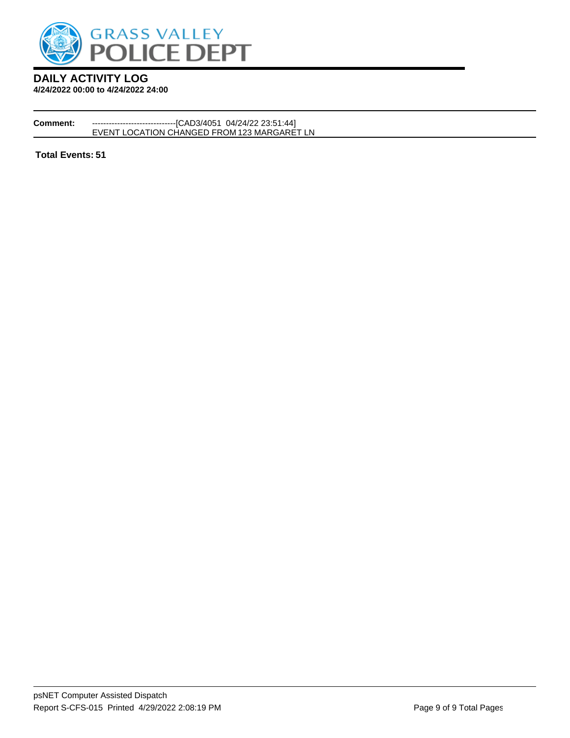**Comment:** ------------------------------[CAD3/4051 04/24/22 23:51:44]
EVENT LOCATION CHANGED FROM 123 MARGARET LN

**Total Events: 51**